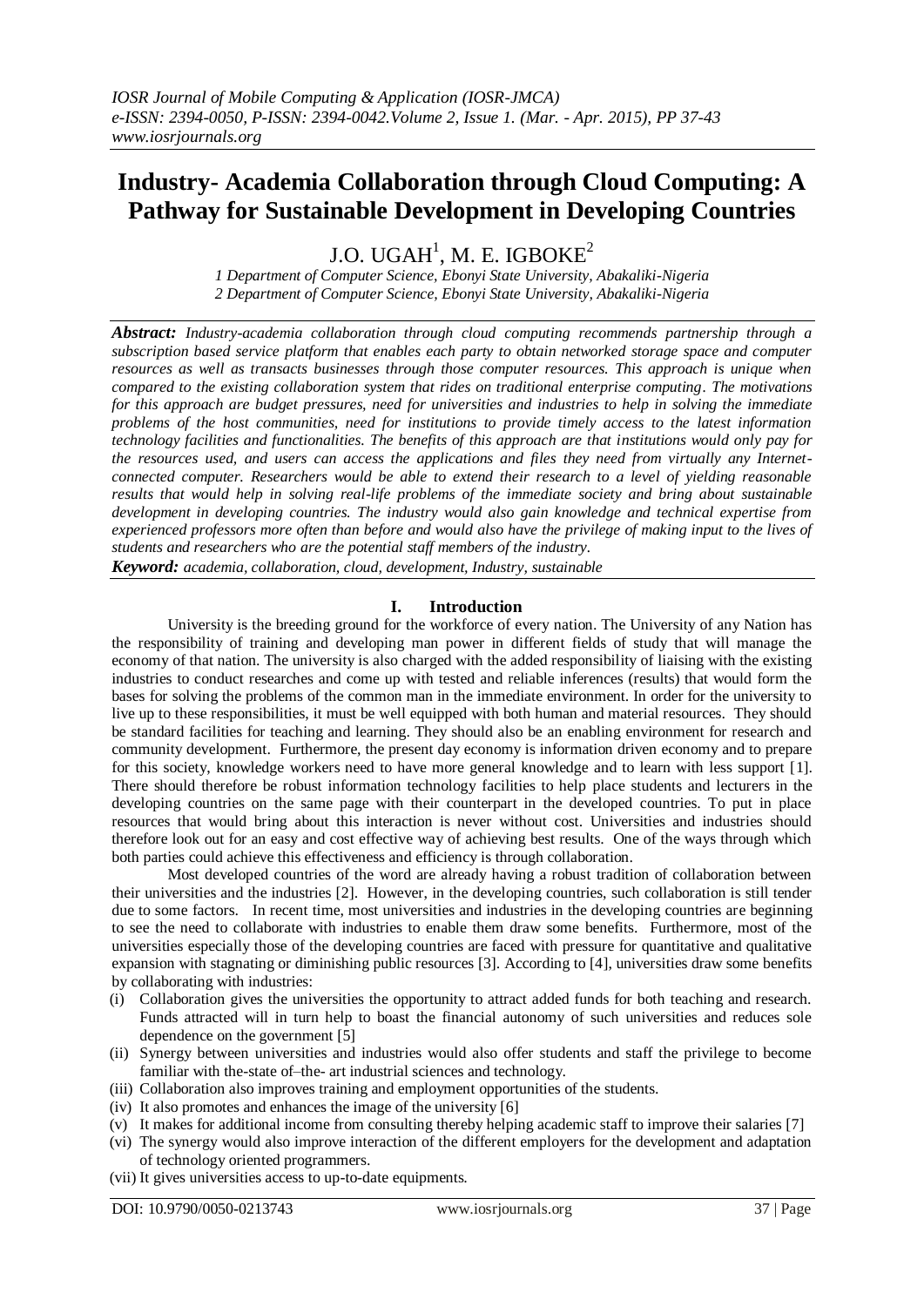# Industry- Academia Collaboration through Cloud Computing: A Pathway for Sustainable Development in Developing Countries

J.O. UGAH[1], M. E. IGBOKE[2]

*1 Department of Computer Science, Ebonyi State University, Abakaliki-Nigeria*
*2 Department of Computer Science, Ebonyi State University, Abakaliki-Nigeria*

***Abstract:*** *Industry-academia collaboration through cloud computing recommends partnership through a subscription based service platform that enables each party to obtain networked storage space and computer resources as well as transacts businesses through those computer resources. This approach is unique when compared to the existing collaboration system that rides on traditional enterprise computing. The motivations for this approach are budget pressures, need for universities and industries to help in solving the immediate problems of the host communities, need for institutions to provide timely access to the latest information technology facilities and functionalities. The benefits of this approach are that institutions would only pay for the resources used, and users can access the applications and files they need from virtually any Internet-connected computer. Researchers would be able to extend their research to a level of yielding reasonable results that would help in solving real-life problems of the immediate society and bring about sustainable development in developing countries. The industry would also gain knowledge and technical expertise from experienced professors more often than before and would also have the privilege of making input to the lives of students and researchers who are the potential staff members of the industry.*

***Keyword:*** *academia, collaboration, cloud, development, Industry, sustainable*

## I. Introduction

University is the breeding ground for the workforce of every nation. The University of any Nation has the responsibility of training and developing man power in different fields of study that will manage the economy of that nation. The university is also charged with the added responsibility of liaising with the existing industries to conduct researches and come up with tested and reliable inferences (results) that would form the bases for solving the problems of the common man in the immediate environment. In order for the university to live up to these responsibilities, it must be well equipped with both human and material resources. They should be standard facilities for teaching and learning. They should also be an enabling environment for research and community development. Furthermore, the present day economy is information driven economy and to prepare for this society, knowledge workers need to have more general knowledge and to learn with less support [1]. There should therefore be robust information technology facilities to help place students and lecturers in the developing countries on the same page with their counterpart in the developed countries. To put in place resources that would bring about this interaction is never without cost. Universities and industries should therefore look out for an easy and cost effective way of achieving best results. One of the ways through which both parties could achieve this effectiveness and efficiency is through collaboration.

Most developed countries of the word are already having a robust tradition of collaboration between their universities and the industries [2]. However, in the developing countries, such collaboration is still tender due to some factors. In recent time, most universities and industries in the developing countries are beginning to see the need to collaborate with industries to enable them draw some benefits. Furthermore, most of the universities especially those of the developing countries are faced with pressure for quantitative and qualitative expansion with stagnating or diminishing public resources [3]. According to [4], universities draw some benefits by collaborating with industries:

(i) Collaboration gives the universities the opportunity to attract added funds for both teaching and research. Funds attracted will in turn help to boast the financial autonomy of such universities and reduces sole dependence on the government [5]
(ii) Synergy between universities and industries would also offer students and staff the privilege to become familiar with the-state of–the- art industrial sciences and technology.
(iii) Collaboration also improves training and employment opportunities of the students.
(iv) It also promotes and enhances the image of the university [6]
(v) It makes for additional income from consulting thereby helping academic staff to improve their salaries [7]
(vi) The synergy would also improve interaction of the different employers for the development and adaptation of technology oriented programmers.
(vii) It gives universities access to up-to-date equipments.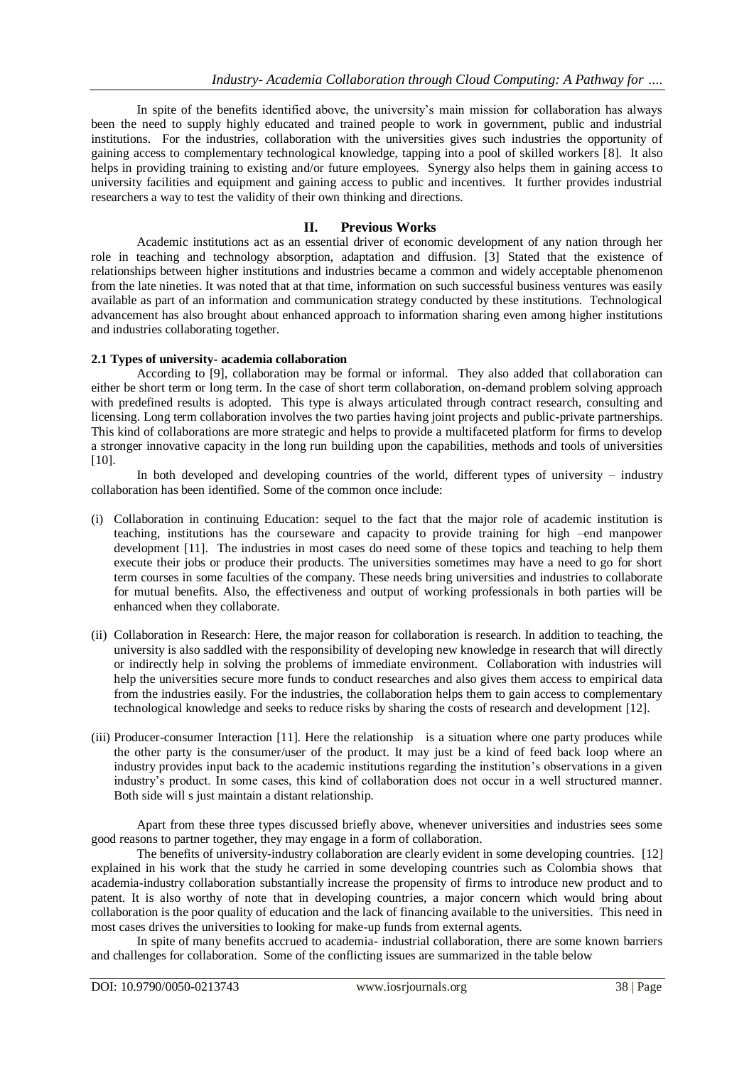In spite of the benefits identified above, the university's main mission for collaboration has always been the need to supply highly educated and trained people to work in government, public and industrial institutions. For the industries, collaboration with the universities gives such industries the opportunity of gaining access to complementary technological knowledge, tapping into a pool of skilled workers [8]. It also helps in providing training to existing and/or future employees. Synergy also helps them in gaining access to university facilities and equipment and gaining access to public and incentives. It further provides industrial researchers a way to test the validity of their own thinking and directions.

## II. Previous Works

Academic institutions act as an essential driver of economic development of any nation through her role in teaching and technology absorption, adaptation and diffusion. [3] Stated that the existence of relationships between higher institutions and industries became a common and widely acceptable phenomenon from the late nineties. It was noted that at that time, information on such successful business ventures was easily available as part of an information and communication strategy conducted by these institutions. Technological advancement has also brought about enhanced approach to information sharing even among higher institutions and industries collaborating together.

### 2.1 Types of university- academia collaboration

According to [9], collaboration may be formal or informal. They also added that collaboration can either be short term or long term. In the case of short term collaboration, on-demand problem solving approach with predefined results is adopted. This type is always articulated through contract research, consulting and licensing. Long term collaboration involves the two parties having joint projects and public-private partnerships. This kind of collaborations are more strategic and helps to provide a multifaceted platform for firms to develop a stronger innovative capacity in the long run building upon the capabilities, methods and tools of universities [10].

In both developed and developing countries of the world, different types of university – industry collaboration has been identified. Some of the common once include:

(i) Collaboration in continuing Education: sequel to the fact that the major role of academic institution is teaching, institutions has the courseware and capacity to provide training for high –end manpower development [11]. The industries in most cases do need some of these topics and teaching to help them execute their jobs or produce their products. The universities sometimes may have a need to go for short term courses in some faculties of the company. These needs bring universities and industries to collaborate for mutual benefits. Also, the effectiveness and output of working professionals in both parties will be enhanced when they collaborate.

(ii) Collaboration in Research: Here, the major reason for collaboration is research. In addition to teaching, the university is also saddled with the responsibility of developing new knowledge in research that will directly or indirectly help in solving the problems of immediate environment. Collaboration with industries will help the universities secure more funds to conduct researches and also gives them access to empirical data from the industries easily. For the industries, the collaboration helps them to gain access to complementary technological knowledge and seeks to reduce risks by sharing the costs of research and development [12].

(iii) Producer-consumer Interaction [11]. Here the relationship is a situation where one party produces while the other party is the consumer/user of the product. It may just be a kind of feed back loop where an industry provides input back to the academic institutions regarding the institution's observations in a given industry's product. In some cases, this kind of collaboration does not occur in a well structured manner. Both side will s just maintain a distant relationship.

Apart from these three types discussed briefly above, whenever universities and industries sees some good reasons to partner together, they may engage in a form of collaboration.

The benefits of university-industry collaboration are clearly evident in some developing countries. [12] explained in his work that the study he carried in some developing countries such as Colombia shows that academia-industry collaboration substantially increase the propensity of firms to introduce new product and to patent. It is also worthy of note that in developing countries, a major concern which would bring about collaboration is the poor quality of education and the lack of financing available to the universities. This need in most cases drives the universities to looking for make-up funds from external agents.

In spite of many benefits accrued to academia- industrial collaboration, there are some known barriers and challenges for collaboration. Some of the conflicting issues are summarized in the table below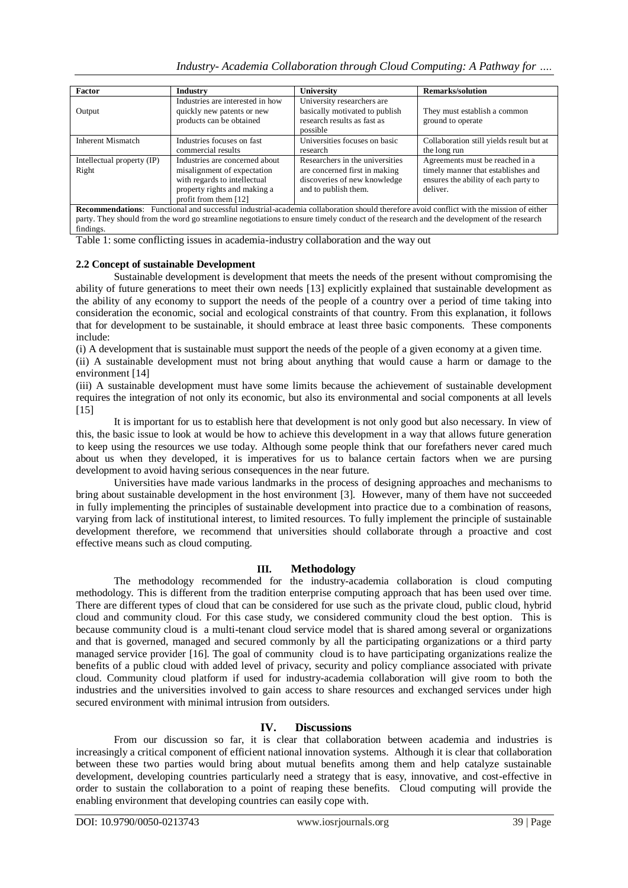| Factor | Industry | University | Remarks/solution |
| --- | --- | --- | --- |
| Output | Industries are interested in how quickly new patents or new products can be obtained | University researchers are basically motivated to publish research results as fast as possible | They must establish a common ground to operate |
| Inherent Mismatch | Industries focuses on fast commercial results | Universities focuses on basic research | Collaboration still yields result but at the long run |
| Intellectual property (IP) Right | Industries are concerned about misalignment of expectation with regards to intellectual property rights and making a profit from them [12] | Researchers in the universities are concerned first in making discoveries of new knowledge and to publish them. | Agreements must be reached in a timely manner that establishes and ensures the ability of each party to deliver. |
| **Recommendations**: Functional and successful industrial-academia collaboration should therefore avoid conflict with the mission of either party. They should from the word go streamline negotiations to ensure timely conduct of the research and the development of the research findings. | | | |

Table 1: some conflicting issues in academia-industry collaboration and the way out

### 2.2 Concept of sustainable Development

Sustainable development is development that meets the needs of the present without compromising the ability of future generations to meet their own needs [13] explicitly explained that sustainable development as the ability of any economy to support the needs of the people of a country over a period of time taking into consideration the economic, social and ecological constraints of that country. From this explanation, it follows that for development to be sustainable, it should embrace at least three basic components. These components include:

(i) A development that is sustainable must support the needs of the people of a given economy at a given time.

(ii) A sustainable development must not bring about anything that would cause a harm or damage to the environment [14]

(iii) A sustainable development must have some limits because the achievement of sustainable development requires the integration of not only its economic, but also its environmental and social components at all levels [15]

It is important for us to establish here that development is not only good but also necessary. In view of this, the basic issue to look at would be how to achieve this development in a way that allows future generation to keep using the resources we use today. Although some people think that our forefathers never cared much about us when they developed, it is imperatives for us to balance certain factors when we are pursing development to avoid having serious consequences in the near future.

Universities have made various landmarks in the process of designing approaches and mechanisms to bring about sustainable development in the host environment [3]. However, many of them have not succeeded in fully implementing the principles of sustainable development into practice due to a combination of reasons, varying from lack of institutional interest, to limited resources. To fully implement the principle of sustainable development therefore, we recommend that universities should collaborate through a proactive and cost effective means such as cloud computing.

## III. Methodology

The methodology recommended for the industry-academia collaboration is cloud computing methodology. This is different from the tradition enterprise computing approach that has been used over time. There are different types of cloud that can be considered for use such as the private cloud, public cloud, hybrid cloud and community cloud. For this case study, we considered community cloud the best option. This is because community cloud is a multi-tenant cloud service model that is shared among several or organizations and that is governed, managed and secured commonly by all the participating organizations or a third party managed service provider [16]. The goal of community cloud is to have participating organizations realize the benefits of a public cloud with added level of privacy, security and policy compliance associated with private cloud. Community cloud platform if used for industry-academia collaboration will give room to both the industries and the universities involved to gain access to share resources and exchanged services under high secured environment with minimal intrusion from outsiders.

## IV. Discussions

From our discussion so far, it is clear that collaboration between academia and industries is increasingly a critical component of efficient national innovation systems. Although it is clear that collaboration between these two parties would bring about mutual benefits among them and help catalyze sustainable development, developing countries particularly need a strategy that is easy, innovative, and cost-effective in order to sustain the collaboration to a point of reaping these benefits. Cloud computing will provide the enabling environment that developing countries can easily cope with.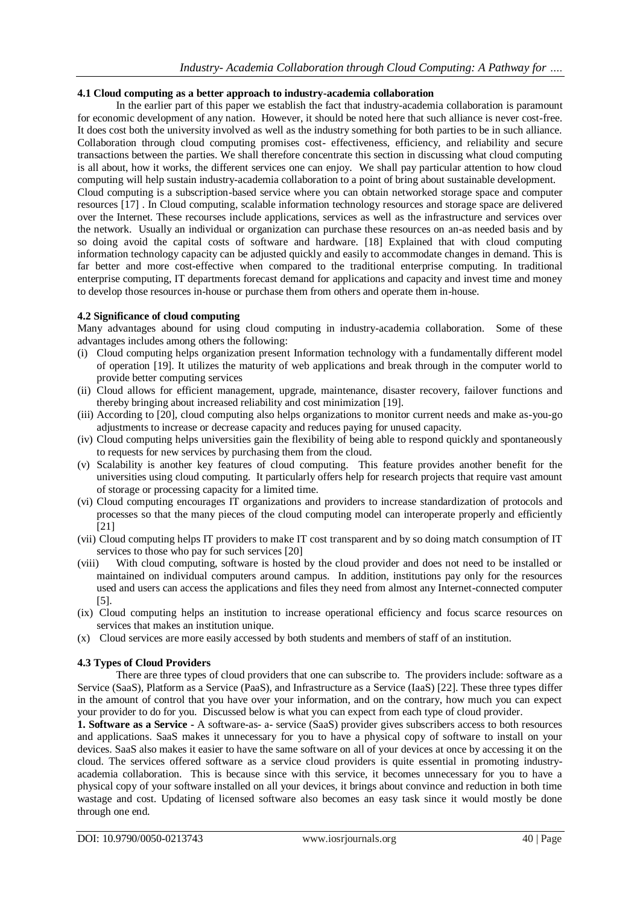### 4.1 Cloud computing as a better approach to industry-academia collaboration

In the earlier part of this paper we establish the fact that industry-academia collaboration is paramount for economic development of any nation. However, it should be noted here that such alliance is never cost-free. It does cost both the university involved as well as the industry something for both parties to be in such alliance. Collaboration through cloud computing promises cost- effectiveness, efficiency, and reliability and secure transactions between the parties. We shall therefore concentrate this section in discussing what cloud computing is all about, how it works, the different services one can enjoy. We shall pay particular attention to how cloud computing will help sustain industry-academia collaboration to a point of bring about sustainable development.

Cloud computing is a subscription-based service where you can obtain networked storage space and computer resources [17] . In Cloud computing, scalable information technology resources and storage space are delivered over the Internet. These recourses include applications, services as well as the infrastructure and services over the network. Usually an individual or organization can purchase these resources on an-as needed basis and by so doing avoid the capital costs of software and hardware. [18] Explained that with cloud computing information technology capacity can be adjusted quickly and easily to accommodate changes in demand. This is far better and more cost-effective when compared to the traditional enterprise computing. In traditional enterprise computing, IT departments forecast demand for applications and capacity and invest time and money to develop those resources in-house or purchase them from others and operate them in-house.

### 4.2 Significance of cloud computing

Many advantages abound for using cloud computing in industry-academia collaboration. Some of these advantages includes among others the following:

- (i) Cloud computing helps organization present Information technology with a fundamentally different model of operation [19]. It utilizes the maturity of web applications and break through in the computer world to provide better computing services
- (ii) Cloud allows for efficient management, upgrade, maintenance, disaster recovery, failover functions and thereby bringing about increased reliability and cost minimization [19].
- (iii) According to [20], cloud computing also helps organizations to monitor current needs and make as-you-go adjustments to increase or decrease capacity and reduces paying for unused capacity.
- (iv) Cloud computing helps universities gain the flexibility of being able to respond quickly and spontaneously to requests for new services by purchasing them from the cloud.
- (v) Scalability is another key features of cloud computing. This feature provides another benefit for the universities using cloud computing. It particularly offers help for research projects that require vast amount of storage or processing capacity for a limited time.
- (vi) Cloud computing encourages IT organizations and providers to increase standardization of protocols and processes so that the many pieces of the cloud computing model can interoperate properly and efficiently [21]
- (vii) Cloud computing helps IT providers to make IT cost transparent and by so doing match consumption of IT services to those who pay for such services [20]
- (viii) With cloud computing, software is hosted by the cloud provider and does not need to be installed or maintained on individual computers around campus. In addition, institutions pay only for the resources used and users can access the applications and files they need from almost any Internet-connected computer [5].
- (ix) Cloud computing helps an institution to increase operational efficiency and focus scarce resources on services that makes an institution unique.
- (x) Cloud services are more easily accessed by both students and members of staff of an institution.

### 4.3 Types of Cloud Providers

There are three types of cloud providers that one can subscribe to. The providers include: software as a Service (SaaS), Platform as a Service (PaaS), and Infrastructure as a Service (IaaS) [22]. These three types differ in the amount of control that you have over your information, and on the contrary, how much you can expect your provider to do for you. Discussed below is what you can expect from each type of cloud provider.

**1. Software as a Service -** A software-as- a- service (SaaS) provider gives subscribers access to both resources and applications. SaaS makes it unnecessary for you to have a physical copy of software to install on your devices. SaaS also makes it easier to have the same software on all of your devices at once by accessing it on the cloud. The services offered software as a service cloud providers is quite essential in promoting industry-academia collaboration. This is because since with this service, it becomes unnecessary for you to have a physical copy of your software installed on all your devices, it brings about convince and reduction in both time wastage and cost. Updating of licensed software also becomes an easy task since it would mostly be done through one end.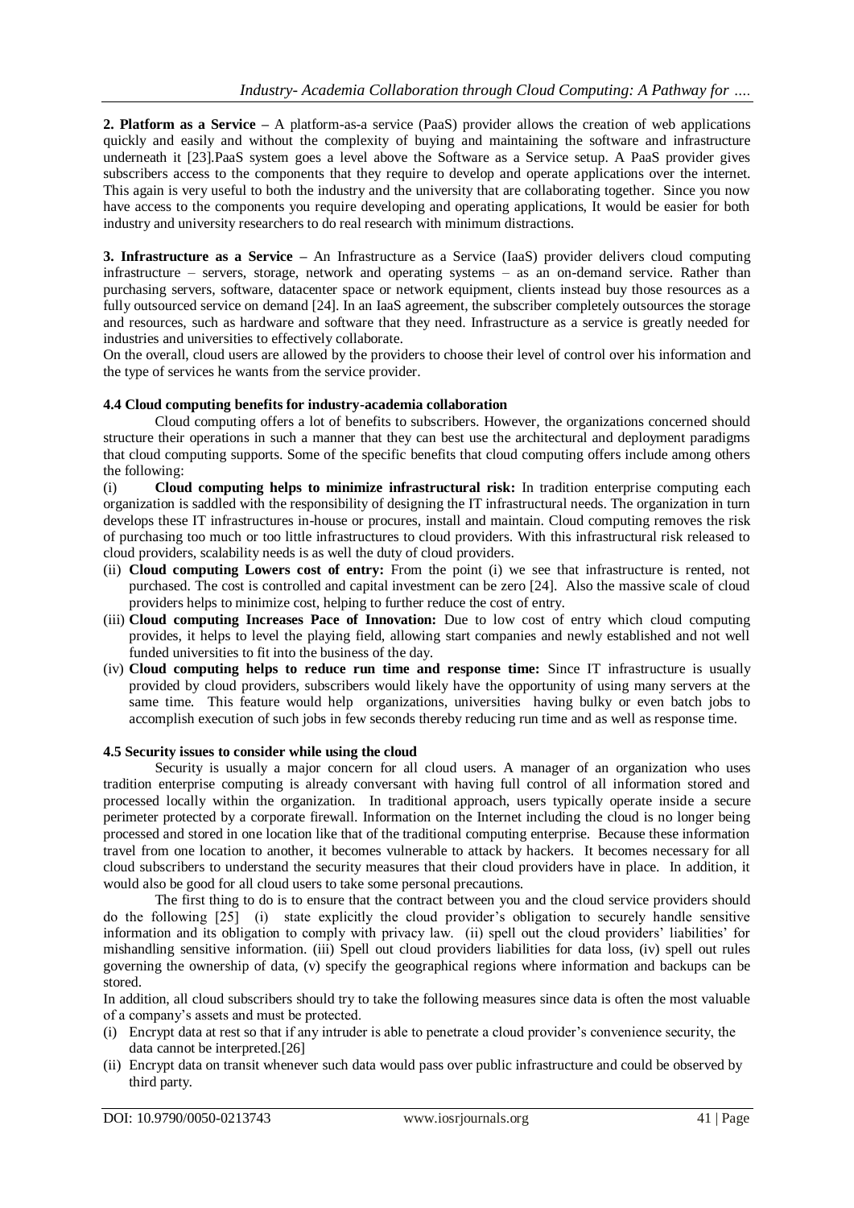**2. Platform as a Service –** A platform-as-a service (PaaS) provider allows the creation of web applications quickly and easily and without the complexity of buying and maintaining the software and infrastructure underneath it [23].PaaS system goes a level above the Software as a Service setup. A PaaS provider gives subscribers access to the components that they require to develop and operate applications over the internet. This again is very useful to both the industry and the university that are collaborating together. Since you now have access to the components you require developing and operating applications, It would be easier for both industry and university researchers to do real research with minimum distractions.

**3. Infrastructure as a Service –** An Infrastructure as a Service (IaaS) provider delivers cloud computing infrastructure – servers, storage, network and operating systems – as an on-demand service. Rather than purchasing servers, software, datacenter space or network equipment, clients instead buy those resources as a fully outsourced service on demand [24]. In an IaaS agreement, the subscriber completely outsources the storage and resources, such as hardware and software that they need. Infrastructure as a service is greatly needed for industries and universities to effectively collaborate.

On the overall, cloud users are allowed by the providers to choose their level of control over his information and the type of services he wants from the service provider.

### 4.4 Cloud computing benefits for industry-academia collaboration

Cloud computing offers a lot of benefits to subscribers. However, the organizations concerned should structure their operations in such a manner that they can best use the architectural and deployment paradigms that cloud computing supports. Some of the specific benefits that cloud computing offers include among others the following:

(i) **Cloud computing helps to minimize infrastructural risk:** In tradition enterprise computing each organization is saddled with the responsibility of designing the IT infrastructural needs. The organization in turn develops these IT infrastructures in-house or procures, install and maintain. Cloud computing removes the risk of purchasing too much or too little infrastructures to cloud providers. With this infrastructural risk released to cloud providers, scalability needs is as well the duty of cloud providers.

(ii) **Cloud computing Lowers cost of entry:** From the point (i) we see that infrastructure is rented, not purchased. The cost is controlled and capital investment can be zero [24]. Also the massive scale of cloud providers helps to minimize cost, helping to further reduce the cost of entry.

(iii) **Cloud computing Increases Pace of Innovation:** Due to low cost of entry which cloud computing provides, it helps to level the playing field, allowing start companies and newly established and not well funded universities to fit into the business of the day.

(iv) **Cloud computing helps to reduce run time and response time:** Since IT infrastructure is usually provided by cloud providers, subscribers would likely have the opportunity of using many servers at the same time. This feature would help organizations, universities having bulky or even batch jobs to accomplish execution of such jobs in few seconds thereby reducing run time and as well as response time.

### 4.5 Security issues to consider while using the cloud

Security is usually a major concern for all cloud users. A manager of an organization who uses tradition enterprise computing is already conversant with having full control of all information stored and processed locally within the organization. In traditional approach, users typically operate inside a secure perimeter protected by a corporate firewall. Information on the Internet including the cloud is no longer being processed and stored in one location like that of the traditional computing enterprise. Because these information travel from one location to another, it becomes vulnerable to attack by hackers. It becomes necessary for all cloud subscribers to understand the security measures that their cloud providers have in place. In addition, it would also be good for all cloud users to take some personal precautions.

The first thing to do is to ensure that the contract between you and the cloud service providers should do the following [25] (i) state explicitly the cloud provider's obligation to securely handle sensitive information and its obligation to comply with privacy law. (ii) spell out the cloud providers' liabilities' for mishandling sensitive information. (iii) Spell out cloud providers liabilities for data loss, (iv) spell out rules governing the ownership of data, (v) specify the geographical regions where information and backups can be stored.

In addition, all cloud subscribers should try to take the following measures since data is often the most valuable of a company's assets and must be protected.

(i) Encrypt data at rest so that if any intruder is able to penetrate a cloud provider's convenience security, the data cannot be interpreted.[26]

(ii) Encrypt data on transit whenever such data would pass over public infrastructure and could be observed by third party.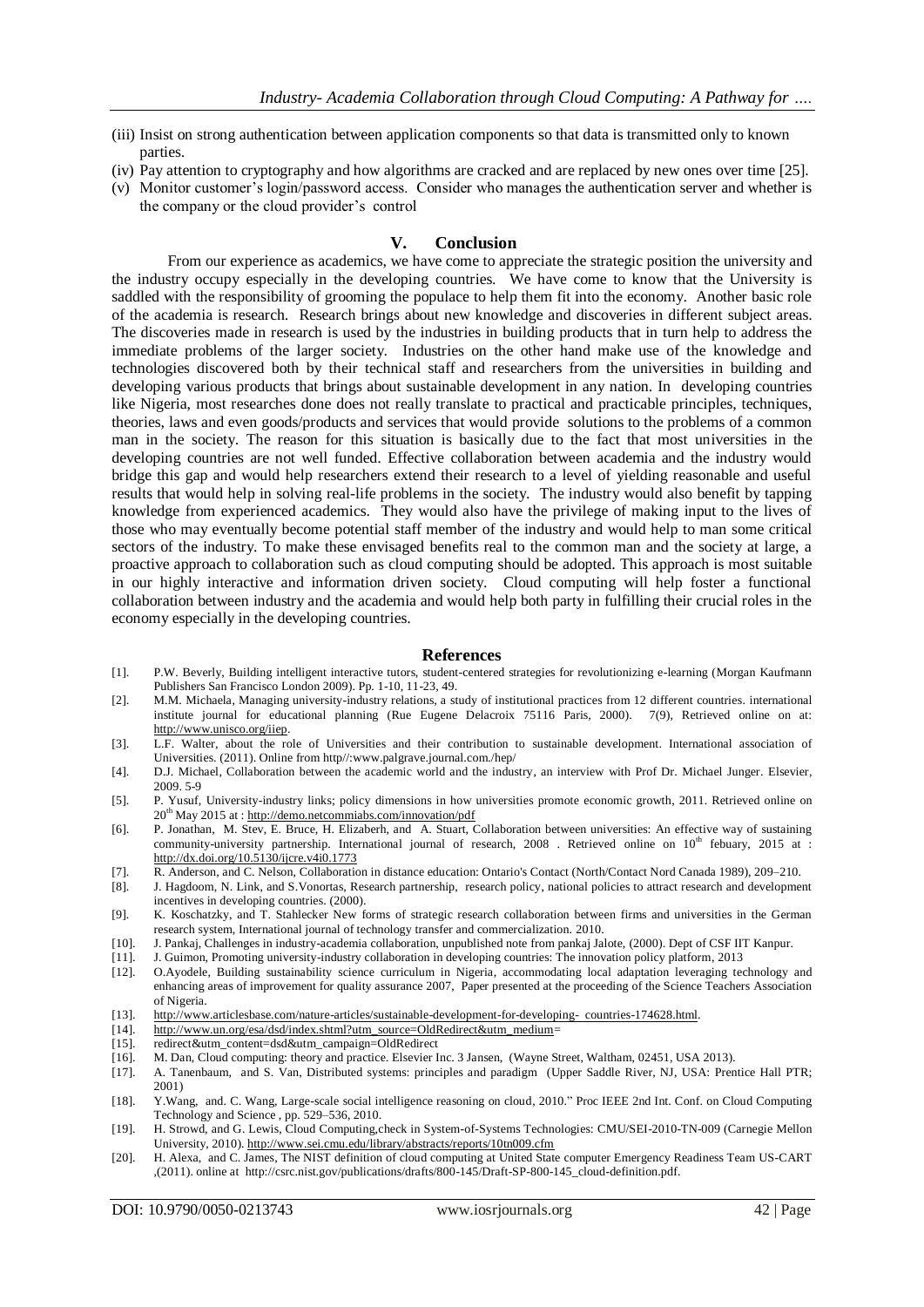(iii) Insist on strong authentication between application components so that data is transmitted only to known parties.

(iv) Pay attention to cryptography and how algorithms are cracked and are replaced by new ones over time [25].

(v) Monitor customer's login/password access. Consider who manages the authentication server and whether is the company or the cloud provider's control

## V. Conclusion

From our experience as academics, we have come to appreciate the strategic position the university and the industry occupy especially in the developing countries. We have come to know that the University is saddled with the responsibility of grooming the populace to help them fit into the economy. Another basic role of the academia is research. Research brings about new knowledge and discoveries in different subject areas. The discoveries made in research is used by the industries in building products that in turn help to address the immediate problems of the larger society. Industries on the other hand make use of the knowledge and technologies discovered both by their technical staff and researchers from the universities in building and developing various products that brings about sustainable development in any nation. In developing countries like Nigeria, most researches done does not really translate to practical and practicable principles, techniques, theories, laws and even goods/products and services that would provide solutions to the problems of a common man in the society. The reason for this situation is basically due to the fact that most universities in the developing countries are not well funded. Effective collaboration between academia and the industry would bridge this gap and would help researchers extend their research to a level of yielding reasonable and useful results that would help in solving real-life problems in the society. The industry would also benefit by tapping knowledge from experienced academics. They would also have the privilege of making input to the lives of those who may eventually become potential staff member of the industry and would help to man some critical sectors of the industry. To make these envisaged benefits real to the common man and the society at large, a proactive approach to collaboration such as cloud computing should be adopted. This approach is most suitable in our highly interactive and information driven society. Cloud computing will help foster a functional collaboration between industry and the academia and would help both party in fulfilling their crucial roles in the economy especially in the developing countries.

## References

[1]. P.W. Beverly, Building intelligent interactive tutors, student-centered strategies for revolutionizing e-learning (Morgan Kaufmann Publishers San Francisco London 2009). Pp. 1-10, 11-23, 49.

[2]. M.M. Michaela, Managing university-industry relations, a study of institutional practices from 12 different countries. international institute journal for educational planning (Rue Eugene Delacroix 75116 Paris, 2000). 7(9), Retrieved online on at: http://www.unisco.org/iiep.

[3]. L.F. Walter, about the role of Universities and their contribution to sustainable development. International association of Universities. (2011). Online from http//:www.palgrave.journal.com./hep/

[4]. D.J. Michael, Collaboration between the academic world and the industry, an interview with Prof Dr. Michael Junger. Elsevier, 2009. 5-9

[5]. P. Yusuf, University-industry links; policy dimensions in how universities promote economic growth, 2011. Retrieved online on 20th May 2015 at : http://demo.netcommiabs.com/innovation/pdf

[6]. P. Jonathan, M. Stev, E. Bruce, H. Elizaberh, and A. Stuart, Collaboration between universities: An effective way of sustaining community-university partnership. International journal of research, 2008 . Retrieved online on 10th febuary, 2015 at : http://dx.doi.org/10.5130/ijcre.v4i0.1773

[7]. R. Anderson, and C. Nelson, Collaboration in distance education: Ontario's Contact (North/Contact Nord Canada 1989), 209–210.

[8]. J. Hagdoom, N. Link, and S.Vonortas, Research partnership, research policy, national policies to attract research and development incentives in developing countries. (2000).

[9]. K. Koschatzky, and T. Stahlecker New forms of strategic research collaboration between firms and universities in the German research system, International journal of technology transfer and commercialization. 2010.

[10]. J. Pankaj, Challenges in industry-academia collaboration, unpublished note from pankaj Jalote, (2000). Dept of CSF IIT Kanpur.

[11]. J. Guimon, Promoting university-industry collaboration in developing countries: The innovation policy platform, 2013

[12]. O.Ayodele, Building sustainability science curriculum in Nigeria, accommodating local adaptation leveraging technology and enhancing areas of improvement for quality assurance 2007, Paper presented at the proceeding of the Science Teachers Association of Nigeria.

[13]. http://www.articlesbase.com/nature-articles/sustainable-development-for-developing- countries-174628.html.

[14]. http://www.un.org/esa/dsd/index.shtml?utm_source=OldRedirect&utm_medium=

[15]. redirect&utm_content=dsd&utm_campaign=OldRedirect

[16]. M. Dan, Cloud computing: theory and practice. Elsevier Inc. 3 Jansen, (Wayne Street, Waltham, 02451, USA 2013).

[17]. A. Tanenbaum, and S. Van, Distributed systems: principles and paradigm (Upper Saddle River, NJ, USA: Prentice Hall PTR; 2001)

[18]. Y.Wang, and. C. Wang, Large-scale social intelligence reasoning on cloud, 2010." Proc IEEE 2nd Int. Conf. on Cloud Computing Technology and Science , pp. 529–536, 2010.

[19]. H. Strowd, and G. Lewis, Cloud Computing,check in System-of-Systems Technologies: CMU/SEI-2010-TN-009 (Carnegie Mellon University, 2010). http://www.sei.cmu.edu/library/abstracts/reports/10tn009.cfm

[20]. H. Alexa, and C. James, The NIST definition of cloud computing at United State computer Emergency Readiness Team US-CART ,(2011). online at http://csrc.nist.gov/publications/drafts/800-145/Draft-SP-800-145_cloud-definition.pdf.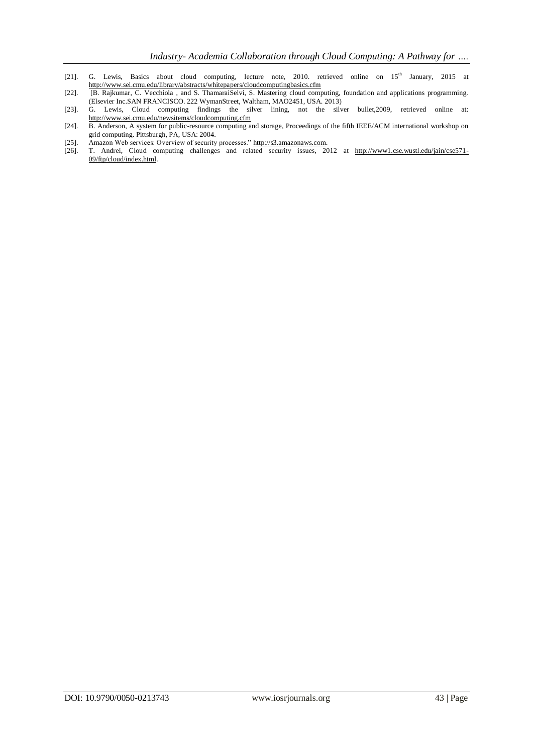[21]. G. Lewis, Basics about cloud computing, lecture note, 2010. retrieved online on 15th January, 2015 at http://www.sei.cmu.edu/library/abstracts/whitepapers/cloudcomputingbasics.cfm

[22]. [B. Rajkumar, C. Vecchiola , and S. ThamaraiSelvi, S. Mastering cloud computing, foundation and applications programming. (Elsevier Inc.SAN FRANCISCO. 222 WymanStreet, Waltham, MAO2451, USA. 2013)

[23]. G. Lewis, Cloud computing findings the silver lining, not the silver bullet,2009, retrieved online at: http://www.sei.cmu.edu/newsitems/cloudcomputing.cfm

[24]. B. Anderson, A system for public-resource computing and storage, Proceedings of the fifth IEEE/ACM international workshop on grid computing. Pittsburgh, PA, USA: 2004.

[25]. Amazon Web services: Overview of security processes." http://s3.amazonaws.com.

[26]. T. Andrei, Cloud computing challenges and related security issues, 2012 at http://www1.cse.wustl.edu/jain/cse571-09/ftp/cloud/index.html.